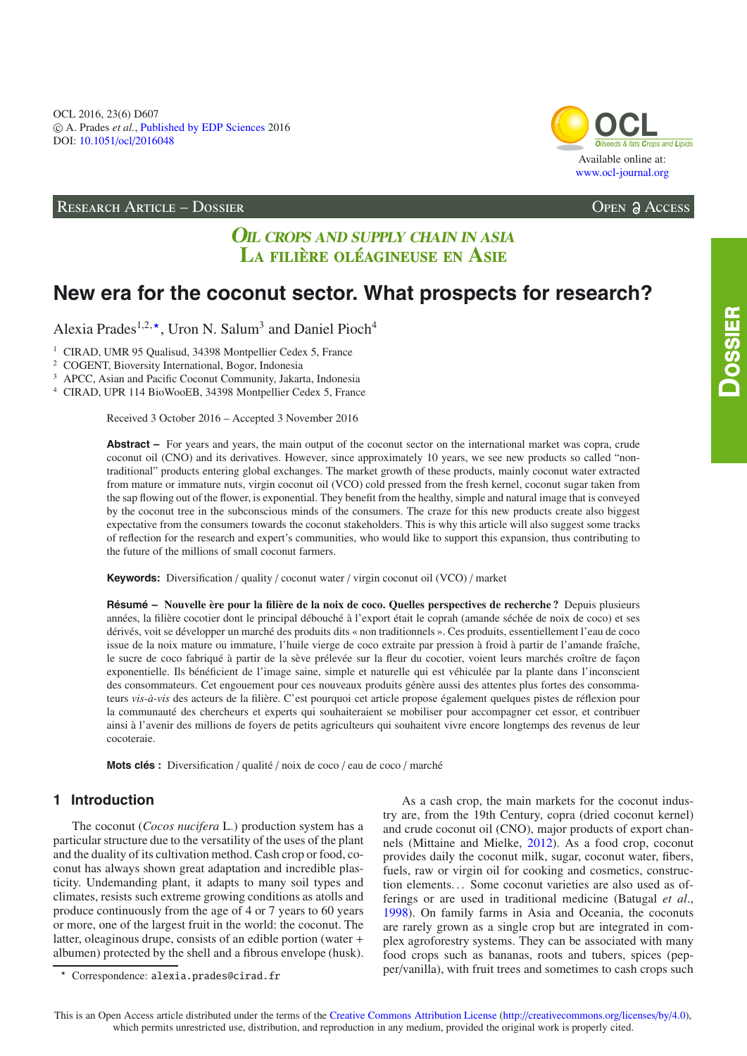RESEARCH ARTICLE – DOSSIER

OPEN ACCESS

*OIL CROPS AND SUPPLY CHAIN IN ASIA*
*LA FILIÈRE OLÉAGINEUSE EN ASIE*

# New era for the coconut sector. What prospects for research?

Alexia Prades[1,2,⋆], Uron N. Salum[3] and Daniel Pioch[4]

[1] CIRAD, UMR 95 Qualisud, 34398 Montpellier Cedex 5, France
[2] COGENT, Bioversity International, Bogor, Indonesia
[3] APCC, Asian and Pacific Coconut Community, Jakarta, Indonesia
[4] CIRAD, UPR 114 BioWooEB, 34398 Montpellier Cedex 5, France

Received 3 October 2016 – Accepted 3 November 2016

**Abstract –** For years and years, the main output of the coconut sector on the international market was copra, crude coconut oil (CNO) and its derivatives. However, since approximately 10 years, we see new products so called "non-traditional" products entering global exchanges. The market growth of these products, mainly coconut water extracted from mature or immature nuts, virgin coconut oil (VCO) cold pressed from the fresh kernel, coconut sugar taken from the sap flowing out of the flower, is exponential. They benefit from the healthy, simple and natural image that is conveyed by the coconut tree in the subconscious minds of the consumers. The craze for this new products create also biggest expectative from the consumers towards the coconut stakeholders. This is why this article will also suggest some tracks of reflection for the research and expert's communities, who would like to support this expansion, thus contributing to the future of the millions of small coconut farmers.

**Keywords:** Diversification / quality / coconut water / virgin coconut oil (VCO) / market

**Résumé – Nouvelle ère pour la filière de la noix de coco. Quelles perspectives de recherche ?** Depuis plusieurs années, la filière cocotier dont le principal débouché à l'export était le coprah (amande séchée de noix de coco) et ses dérivés, voit se développer un marché des produits dits « non traditionnels ». Ces produits, essentiellement l'eau de coco issue de la noix mature ou immature, l'huile vierge de coco extraite par pression à froid à partir de l'amande fraîche, le sucre de coco fabriqué à partir de la sève prélevée sur la fleur du cocotier, voient leurs marchés croître de façon exponentielle. Ils bénéficient de l'image saine, simple et naturelle qui est véhiculée par la plante dans l'inconscient des consommateurs. Cet engouement pour ces nouveaux produits génère aussi des attentes plus fortes des consommateurs *vis-à-vis* des acteurs de la filière. C'est pourquoi cet article propose également quelques pistes de réflexion pour la communauté des chercheurs et experts qui souhaiteraient se mobiliser pour accompagner cet essor, et contribuer ainsi à l'avenir des millions de foyers de petits agriculteurs qui souhaitent vivre encore longtemps des revenus de leur cocoteraie.

**Mots clés :** Diversification / qualité / noix de coco / eau de coco / marché

## 1 Introduction

The coconut (*Cocos nucifera* L.) production system has a particular structure due to the versatility of the uses of the plant and the duality of its cultivation method. Cash crop or food, coconut has always shown great adaptation and incredible plasticity. Undemanding plant, it adapts to many soil types and climates, resists such extreme growing conditions as atolls and produce continuously from the age of 4 or 7 years to 60 years or more, one of the largest fruit in the world: the coconut. The latter, oleaginous drupe, consists of an edible portion (water + albumen) protected by the shell and a fibrous envelope (husk).

As a cash crop, the main markets for the coconut industry are, from the 19th Century, copra (dried coconut kernel) and crude coconut oil (CNO), major products of export channels (Mittaine and Mielke, 2012). As a food crop, coconut provides daily the coconut milk, sugar, coconut water, fibers, fuels, raw or virgin oil for cooking and cosmetics, construction elements… Some coconut varieties are also used as offerings or are used in traditional medicine (Batugal *et al.*, 1998). On family farms in Asia and Oceania, the coconuts are rarely grown as a single crop but are integrated in complex agroforestry systems. They can be associated with many food crops such as bananas, roots and tubers, spices (pepper/vanilla), with fruit trees and sometimes to cash crops such

⋆ Correspondence: alexia.prades@cirad.fr

This is an Open Access article distributed under the terms of the Creative Commons Attribution License (http://creativecommons.org/licenses/by/4.0), which permits unrestricted use, distribution, and reproduction in any medium, provided the original work is properly cited.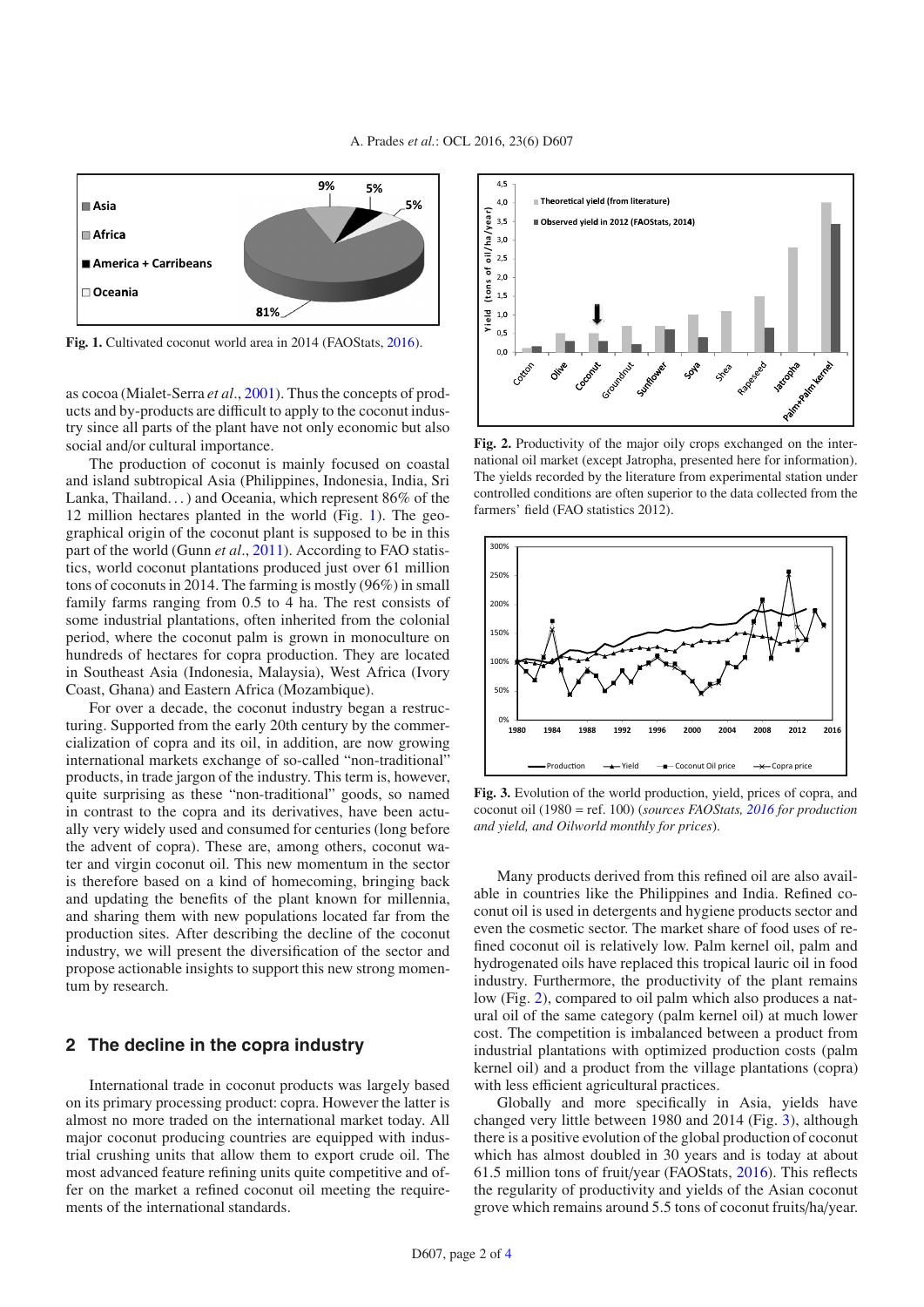Fig. 1. Cultivated coconut world area in 2014 (FAOStats, 2016).

as cocoa (Mialet-Serra *et al*., 2001). Thus the concepts of products and by-products are difficult to apply to the coconut industry since all parts of the plant have not only economic but also social and/or cultural importance.

The production of coconut is mainly focused on coastal and island subtropical Asia (Philippines, Indonesia, India, Sri Lanka, Thailand. . . ) and Oceania, which represent 86% of the 12 million hectares planted in the world (Fig. 1). The geographical origin of the coconut plant is supposed to be in this part of the world (Gunn *et al*., 2011). According to FAO statistics, world coconut plantations produced just over 61 million tons of coconuts in 2014. The farming is mostly (96%) in small family farms ranging from 0.5 to 4 ha. The rest consists of some industrial plantations, often inherited from the colonial period, where the coconut palm is grown in monoculture on hundreds of hectares for copra production. They are located in Southeast Asia (Indonesia, Malaysia), West Africa (Ivory Coast, Ghana) and Eastern Africa (Mozambique).

For over a decade, the coconut industry began a restructuring. Supported from the early 20th century by the commercialization of copra and its oil, in addition, are now growing international markets exchange of so-called "non-traditional" products, in trade jargon of the industry. This term is, however, quite surprising as these "non-traditional" goods, so named in contrast to the copra and its derivatives, have been actually very widely used and consumed for centuries (long before the advent of copra). These are, among others, coconut water and virgin coconut oil. This new momentum in the sector is therefore based on a kind of homecoming, bringing back and updating the benefits of the plant known for millennia, and sharing them with new populations located far from the production sites. After describing the decline of the coconut industry, we will present the diversification of the sector and propose actionable insights to support this new strong momentum by research.

## 2 The decline in the copra industry

International trade in coconut products was largely based on its primary processing product: copra. However the latter is almost no more traded on the international market today. All major coconut producing countries are equipped with industrial crushing units that allow them to export crude oil. The most advanced feature refining units quite competitive and offer on the market a refined coconut oil meeting the requirements of the international standards.

Fig. 2. Productivity of the major oily crops exchanged on the international oil market (except Jatropha, presented here for information). The yields recorded by the literature from experimental station under controlled conditions are often superior to the data collected from the farmers' field (FAO statistics 2012).

Fig. 3. Evolution of the world production, yield, prices of copra, and coconut oil (1980 = ref. 100) (*sources FAOStats, 2016 for production and yield, and Oilworld monthly for prices*).

Many products derived from this refined oil are also available in countries like the Philippines and India. Refined coconut oil is used in detergents and hygiene products sector and even the cosmetic sector. The market share of food uses of refined coconut oil is relatively low. Palm kernel oil, palm and hydrogenated oils have replaced this tropical lauric oil in food industry. Furthermore, the productivity of the plant remains low (Fig. 2), compared to oil palm which also produces a natural oil of the same category (palm kernel oil) at much lower cost. The competition is imbalanced between a product from industrial plantations with optimized production costs (palm kernel oil) and a product from the village plantations (copra) with less efficient agricultural practices.

Globally and more specifically in Asia, yields have changed very little between 1980 and 2014 (Fig. 3), although there is a positive evolution of the global production of coconut which has almost doubled in 30 years and is today at about 61.5 million tons of fruit/year (FAOStats, 2016). This reflects the regularity of productivity and yields of the Asian coconut grove which remains around 5.5 tons of coconut fruits/ha/year.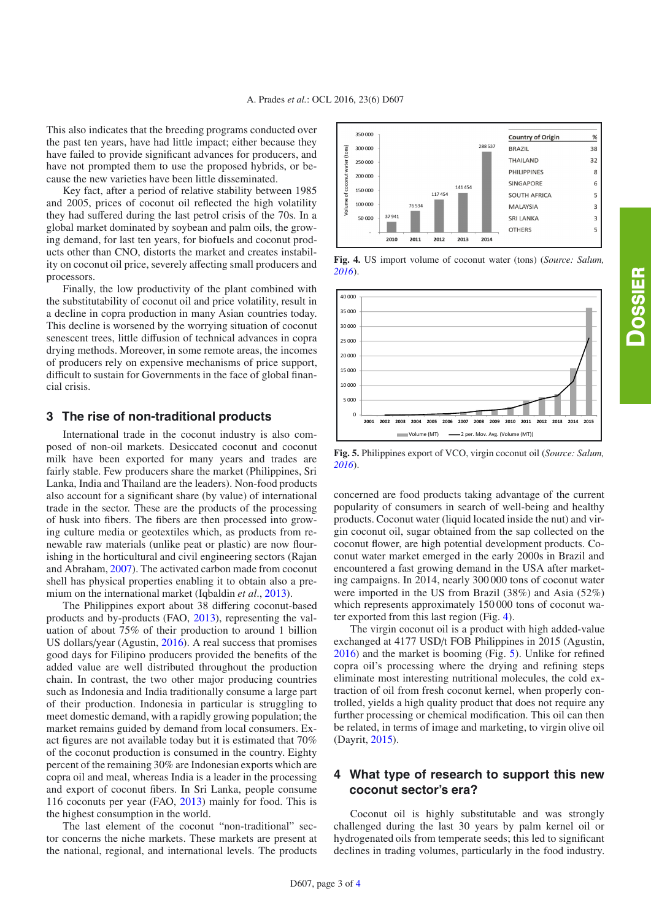This also indicates that the breeding programs conducted over the past ten years, have had little impact; either because they have failed to provide significant advances for producers, and have not prompted them to use the proposed hybrids, or because the new varieties have been little disseminated.

Key fact, after a period of relative stability between 1985 and 2005, prices of coconut oil reflected the high volatility they had suffered during the last petrol crisis of the 70s. In a global market dominated by soybean and palm oils, the growing demand, for last ten years, for biofuels and coconut products other than CNO, distorts the market and creates instability on coconut oil price, severely affecting small producers and processors.

Finally, the low productivity of the plant combined with the substitutability of coconut oil and price volatility, result in a decline in copra production in many Asian countries today. This decline is worsened by the worrying situation of coconut senescent trees, little diffusion of technical advances in copra drying methods. Moreover, in some remote areas, the incomes of producers rely on expensive mechanisms of price support, difficult to sustain for Governments in the face of global financial crisis.

## 3 The rise of non-traditional products

International trade in the coconut industry is also composed of non-oil markets. Desiccated coconut and coconut milk have been exported for many years and trades are fairly stable. Few producers share the market (Philippines, Sri Lanka, India and Thailand are the leaders). Non-food products also account for a significant share (by value) of international trade in the sector. These are the products of the processing of husk into fibers. The fibers are then processed into growing culture media or geotextiles which, as products from renewable raw materials (unlike peat or plastic) are now flourishing in the horticultural and civil engineering sectors (Rajan and Abraham, 2007). The activated carbon made from coconut shell has physical properties enabling it to obtain also a premium on the international market (Iqbaldin *et al.*, 2013).

The Philippines export about 38 differing coconut-based products and by-products (FAO, 2013), representing the valuation of about 75% of their production to around 1 billion US dollars/year (Agustin, 2016). A real success that promises good days for Filipino producers provided the benefits of the added value are well distributed throughout the production chain. In contrast, the two other major producing countries such as Indonesia and India traditionally consume a large part of their production. Indonesia in particular is struggling to meet domestic demand, with a rapidly growing population; the market remains guided by demand from local consumers. Exact figures are not available today but it is estimated that 70% of the coconut production is consumed in the country. Eighty percent of the remaining 30% are Indonesian exports which are copra oil and meal, whereas India is a leader in the processing and export of coconut fibers. In Sri Lanka, people consume 116 coconuts per year (FAO, 2013) mainly for food. This is the highest consumption in the world.

The last element of the coconut "non-traditional" sector concerns the niche markets. These markets are present at the national, regional, and international levels. The products concerned are food products taking advantage of the current popularity of consumers in search of well-being and healthy products. Coconut water (liquid located inside the nut) and virgin coconut oil, sugar obtained from the sap collected on the coconut flower, are high potential development products. Coconut water market emerged in the early 2000s in Brazil and encountered a fast growing demand in the USA after marketing campaigns. In 2014, nearly 300 000 tons of coconut water were imported in the US from Brazil (38%) and Asia (52%) which represents approximately 150 000 tons of coconut water exported from this last region (Fig. 4).

| Country of Origin | % |
|---|---|
| BRAZIL | 38 |
| THAILAND | 32 |
| PHILIPPINES | 8 |
| SINGAPORE | 6 |
| SOUTH AFRICA | 5 |
| MALAYSIA | 3 |
| SRI LANKA | 3 |
| OTHERS | 5 |

**Fig. 4.** US import volume of coconut water (tons) (*Source: Salum, 2016*).

**Fig. 5.** Philippines export of VCO, virgin coconut oil (*Source: Salum, 2016*).

The virgin coconut oil is a product with high added-value exchanged at 4177 USD/t FOB Philippines in 2015 (Agustin, 2016) and the market is booming (Fig. 5). Unlike for refined copra oil's processing where the drying and refining steps eliminate most interesting nutritional molecules, the cold extraction of oil from fresh coconut kernel, when properly controlled, yields a high quality product that does not require any further processing or chemical modification. This oil can then be related, in terms of image and marketing, to virgin olive oil (Dayrit, 2015).

## 4 What type of research to support this new coconut sector's era?

Coconut oil is highly substitutable and was strongly challenged during the last 30 years by palm kernel oil or hydrogenated oils from temperate seeds; this led to significant declines in trading volumes, particularly in the food industry.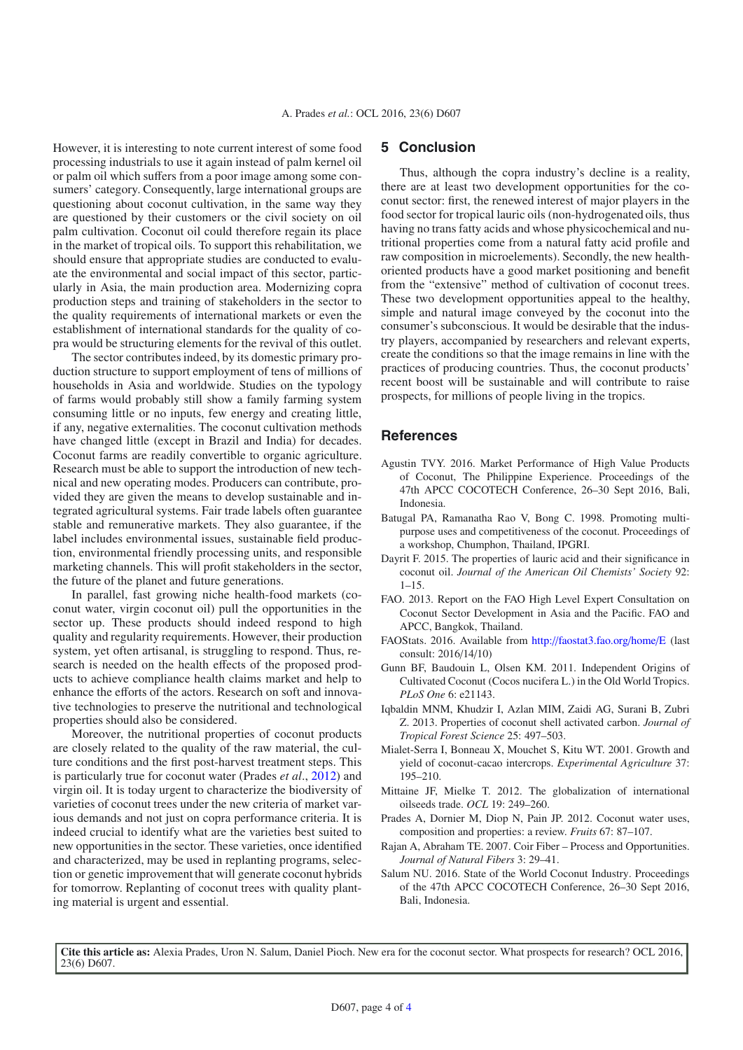However, it is interesting to note current interest of some food processing industrials to use it again instead of palm kernel oil or palm oil which suffers from a poor image among some consumers' category. Consequently, large international groups are questioning about coconut cultivation, in the same way they are questioned by their customers or the civil society on oil palm cultivation. Coconut oil could therefore regain its place in the market of tropical oils. To support this rehabilitation, we should ensure that appropriate studies are conducted to evaluate the environmental and social impact of this sector, particularly in Asia, the main production area. Modernizing copra production steps and training of stakeholders in the sector to the quality requirements of international markets or even the establishment of international standards for the quality of copra would be structuring elements for the revival of this outlet.

The sector contributes indeed, by its domestic primary production structure to support employment of tens of millions of households in Asia and worldwide. Studies on the typology of farms would probably still show a family farming system consuming little or no inputs, few energy and creating little, if any, negative externalities. The coconut cultivation methods have changed little (except in Brazil and India) for decades. Coconut farms are readily convertible to organic agriculture. Research must be able to support the introduction of new technical and new operating modes. Producers can contribute, provided they are given the means to develop sustainable and integrated agricultural systems. Fair trade labels often guarantee stable and remunerative markets. They also guarantee, if the label includes environmental issues, sustainable field production, environmental friendly processing units, and responsible marketing channels. This will profit stakeholders in the sector, the future of the planet and future generations.

In parallel, fast growing niche health-food markets (coconut water, virgin coconut oil) pull the opportunities in the sector up. These products should indeed respond to high quality and regularity requirements. However, their production system, yet often artisanal, is struggling to respond. Thus, research is needed on the health effects of the proposed products to achieve compliance health claims market and help to enhance the efforts of the actors. Research on soft and innovative technologies to preserve the nutritional and technological properties should also be considered.

Moreover, the nutritional properties of coconut products are closely related to the quality of the raw material, the culture conditions and the first post-harvest treatment steps. This is particularly true for coconut water (Prades *et al*., 2012) and virgin oil. It is today urgent to characterize the biodiversity of varieties of coconut trees under the new criteria of market various demands and not just on copra performance criteria. It is indeed crucial to identify what are the varieties best suited to new opportunities in the sector. These varieties, once identified and characterized, may be used in replanting programs, selection or genetic improvement that will generate coconut hybrids for tomorrow. Replanting of coconut trees with quality planting material is urgent and essential.

## 5 Conclusion

Thus, although the copra industry's decline is a reality, there are at least two development opportunities for the coconut sector: first, the renewed interest of major players in the food sector for tropical lauric oils (non-hydrogenated oils, thus having no trans fatty acids and whose physicochemical and nutritional properties come from a natural fatty acid profile and raw composition in microelements). Secondly, the new health-oriented products have a good market positioning and benefit from the "extensive" method of cultivation of coconut trees. These two development opportunities appeal to the healthy, simple and natural image conveyed by the coconut into the consumer's subconscious. It would be desirable that the industry players, accompanied by researchers and relevant experts, create the conditions so that the image remains in line with the practices of producing countries. Thus, the coconut products' recent boost will be sustainable and will contribute to raise prospects, for millions of people living in the tropics.

## References

Agustin TVY. 2016. Market Performance of High Value Products of Coconut, The Philippine Experience. Proceedings of the 47th APCC COCOTECH Conference, 26–30 Sept 2016, Bali, Indonesia.

Batugal PA, Ramanatha Rao V, Bong C. 1998. Promoting multipurpose uses and competitiveness of the coconut. Proceedings of a workshop, Chumphon, Thailand, IPGRI.

Dayrit F. 2015. The properties of lauric acid and their significance in coconut oil. *Journal of the American Oil Chemists' Society* 92: 1–15.

FAO. 2013. Report on the FAO High Level Expert Consultation on Coconut Sector Development in Asia and the Pacific. FAO and APCC, Bangkok, Thailand.

FAOStats. 2016. Available from http://faostat3.fao.org/home/E (last consult: 2016/14/10)

Gunn BF, Baudouin L, Olsen KM. 2011. Independent Origins of Cultivated Coconut (Cocos nucifera L.) in the Old World Tropics. *PLoS One* 6: e21143.

Iqbaldin MNM, Khudzir I, Azlan MIM, Zaidi AG, Surani B, Zubri Z. 2013. Properties of coconut shell activated carbon. *Journal of Tropical Forest Science* 25: 497–503.

Mialet-Serra I, Bonneau X, Mouchet S, Kitu WT. 2001. Growth and yield of coconut-cacao intercrops. *Experimental Agriculture* 37: 195–210.

Mittaine JF, Mielke T. 2012. The globalization of international oilseeds trade. *OCL* 19: 249–260.

Prades A, Dornier M, Diop N, Pain JP. 2012. Coconut water uses, composition and properties: a review. *Fruits* 67: 87–107.

Rajan A, Abraham TE. 2007. Coir Fiber – Process and Opportunities. *Journal of Natural Fibers* 3: 29–41.

Salum NU. 2016. State of the World Coconut Industry. Proceedings of the 47th APCC COCOTECH Conference, 26–30 Sept 2016, Bali, Indonesia.

**Cite this article as:** Alexia Prades, Uron N. Salum, Daniel Pioch. New era for the coconut sector. What prospects for research? OCL 2016, 23(6) D607.